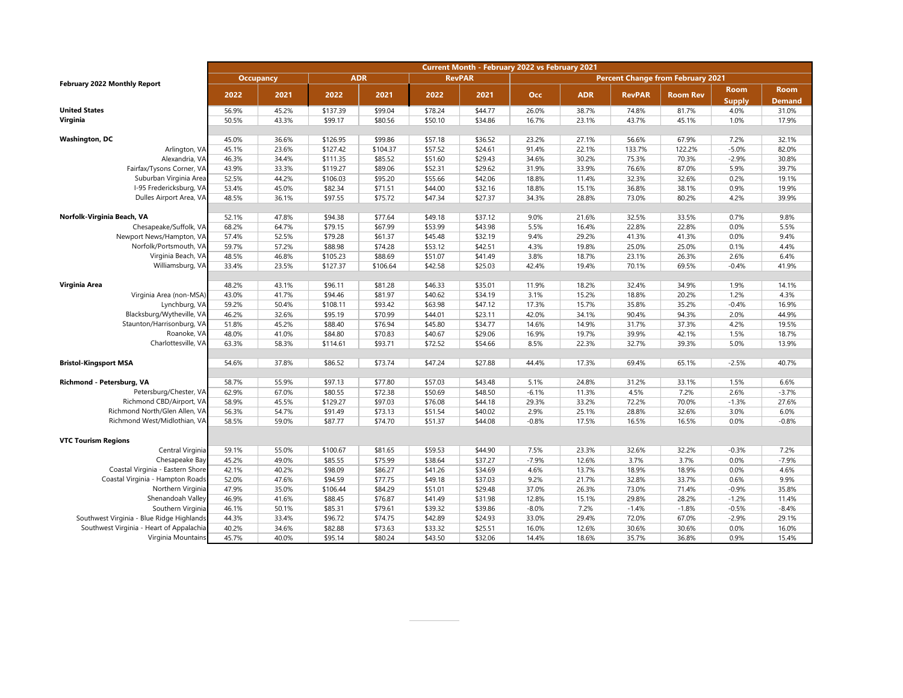| February 2022 Monthly Report | Current Month - February 2022 vs February 2021 | | | | | | | | | | | |
|---|---|---|---|---|---|---|---|---|---|---|---|---|
| | Occupancy | | ADR | | RevPAR | | Percent Change from February 2021 | | | | | |
| | 2022 | 2021 | 2022 | 2021 | 2022 | 2021 | Occ | ADR | RevPAR | Room Rev | Room Supply | Room Demand |
| **United States** | 56.9% | 45.2% | $137.39 | $99.04 | $78.24 | $44.77 | 26.0% | 38.7% | 74.8% | 81.7% | 4.0% | 31.0% |
| **Virginia** | 50.5% | 43.3% | $99.17 | $80.56 | $50.10 | $34.86 | 16.7% | 23.1% | 43.7% | 45.1% | 1.0% | 17.9% |
| | | | | | | | | | | | | |
| **Washington, DC** | 45.0% | 36.6% | $126.95 | $99.86 | $57.18 | $36.52 | 23.2% | 27.1% | 56.6% | 67.9% | 7.2% | 32.1% |
| Arlington, VA | 45.1% | 23.6% | $127.42 | $104.37 | $57.52 | $24.61 | 91.4% | 22.1% | 133.7% | 122.2% | -5.0% | 82.0% |
| Alexandria, VA | 46.3% | 34.4% | $111.35 | $85.52 | $51.60 | $29.43 | 34.6% | 30.2% | 75.3% | 70.3% | -2.9% | 30.8% |
| Fairfax/Tysons Corner, VA | 43.9% | 33.3% | $119.27 | $89.06 | $52.31 | $29.62 | 31.9% | 33.9% | 76.6% | 87.0% | 5.9% | 39.7% |
| Suburban Virginia Area | 52.5% | 44.2% | $106.03 | $95.20 | $55.66 | $42.06 | 18.8% | 11.4% | 32.3% | 32.6% | 0.2% | 19.1% |
| I-95 Fredericksburg, VA | 53.4% | 45.0% | $82.34 | $71.51 | $44.00 | $32.16 | 18.8% | 15.1% | 36.8% | 38.1% | 0.9% | 19.9% |
| Dulles Airport Area, VA | 48.5% | 36.1% | $97.55 | $75.72 | $47.34 | $27.37 | 34.3% | 28.8% | 73.0% | 80.2% | 4.2% | 39.9% |
| | | | | | | | | | | | | |
| **Norfolk-Virginia Beach, VA** | 52.1% | 47.8% | $94.38 | $77.64 | $49.18 | $37.12 | 9.0% | 21.6% | 32.5% | 33.5% | 0.7% | 9.8% |
| Chesapeake/Suffolk, VA | 68.2% | 64.7% | $79.15 | $67.99 | $53.99 | $43.98 | 5.5% | 16.4% | 22.8% | 22.8% | 0.0% | 5.5% |
| Newport News/Hampton, VA | 57.4% | 52.5% | $79.28 | $61.37 | $45.48 | $32.19 | 9.4% | 29.2% | 41.3% | 41.3% | 0.0% | 9.4% |
| Norfolk/Portsmouth, VA | 59.7% | 57.2% | $88.98 | $74.28 | $53.12 | $42.51 | 4.3% | 19.8% | 25.0% | 25.0% | 0.1% | 4.4% |
| Virginia Beach, VA | 48.5% | 46.8% | $105.23 | $88.69 | $51.07 | $41.49 | 3.8% | 18.7% | 23.1% | 26.3% | 2.6% | 6.4% |
| Williamsburg, VA | 33.4% | 23.5% | $127.37 | $106.64 | $42.58 | $25.03 | 42.4% | 19.4% | 70.1% | 69.5% | -0.4% | 41.9% |
| | | | | | | | | | | | | |
| **Virginia Area** | 48.2% | 43.1% | $96.11 | $81.28 | $46.33 | $35.01 | 11.9% | 18.2% | 32.4% | 34.9% | 1.9% | 14.1% |
| Virginia Area (non-MSA) | 43.0% | 41.7% | $94.46 | $81.97 | $40.62 | $34.19 | 3.1% | 15.2% | 18.8% | 20.2% | 1.2% | 4.3% |
| Lynchburg, VA | 59.2% | 50.4% | $108.11 | $93.42 | $63.98 | $47.12 | 17.3% | 15.7% | 35.8% | 35.2% | -0.4% | 16.9% |
| Blacksburg/Wytheville, VA | 46.2% | 32.6% | $95.19 | $70.99 | $44.01 | $23.11 | 42.0% | 34.1% | 90.4% | 94.3% | 2.0% | 44.9% |
| Staunton/Harrisonburg, VA | 51.8% | 45.2% | $88.40 | $76.94 | $45.80 | $34.77 | 14.6% | 14.9% | 31.7% | 37.3% | 4.2% | 19.5% |
| Roanoke, VA | 48.0% | 41.0% | $84.80 | $70.83 | $40.67 | $29.06 | 16.9% | 19.7% | 39.9% | 42.1% | 1.5% | 18.7% |
| Charlottesville, VA | 63.3% | 58.3% | $114.61 | $93.71 | $72.52 | $54.66 | 8.5% | 22.3% | 32.7% | 39.3% | 5.0% | 13.9% |
| | | | | | | | | | | | | |
| **Bristol-Kingsport MSA** | 54.6% | 37.8% | $86.52 | $73.74 | $47.24 | $27.88 | 44.4% | 17.3% | 69.4% | 65.1% | -2.5% | 40.7% |
| | | | | | | | | | | | | |
| **Richmond - Petersburg, VA** | 58.7% | 55.9% | $97.13 | $77.80 | $57.03 | $43.48 | 5.1% | 24.8% | 31.2% | 33.1% | 1.5% | 6.6% |
| Petersburg/Chester, VA | 62.9% | 67.0% | $80.55 | $72.38 | $50.69 | $48.50 | -6.1% | 11.3% | 4.5% | 7.2% | 2.6% | -3.7% |
| Richmond CBD/Airport, VA | 58.9% | 45.5% | $129.27 | $97.03 | $76.08 | $44.18 | 29.3% | 33.2% | 72.2% | 70.0% | -1.3% | 27.6% |
| Richmond North/Glen Allen, VA | 56.3% | 54.7% | $91.49 | $73.13 | $51.54 | $40.02 | 2.9% | 25.1% | 28.8% | 32.6% | 3.0% | 6.0% |
| Richmond West/Midlothian, VA | 58.5% | 59.0% | $87.77 | $74.70 | $51.37 | $44.08 | -0.8% | 17.5% | 16.5% | 16.5% | 0.0% | -0.8% |
| | | | | | | | | | | | | |
| **VTC Tourism Regions** | | | | | | | | | | | | |
| Central Virginia | 59.1% | 55.0% | $100.67 | $81.65 | $59.53 | $44.90 | 7.5% | 23.3% | 32.6% | 32.2% | -0.3% | 7.2% |
| Chesapeake Bay | 45.2% | 49.0% | $85.55 | $75.99 | $38.64 | $37.27 | -7.9% | 12.6% | 3.7% | 3.7% | 0.0% | -7.9% |
| Coastal Virginia - Eastern Shore | 42.1% | 40.2% | $98.09 | $86.27 | $41.26 | $34.69 | 4.6% | 13.7% | 18.9% | 18.9% | 0.0% | 4.6% |
| Coastal Virginia - Hampton Roads | 52.0% | 47.6% | $94.59 | $77.75 | $49.18 | $37.03 | 9.2% | 21.7% | 32.8% | 33.7% | 0.6% | 9.9% |
| Northern Virginia | 47.9% | 35.0% | $106.44 | $84.29 | $51.01 | $29.48 | 37.0% | 26.3% | 73.0% | 71.4% | -0.9% | 35.8% |
| Shenandoah Valley | 46.9% | 41.6% | $88.45 | $76.87 | $41.49 | $31.98 | 12.8% | 15.1% | 29.8% | 28.2% | -1.2% | 11.4% |
| Southern Virginia | 46.1% | 50.1% | $85.31 | $79.61 | $39.32 | $39.86 | -8.0% | 7.2% | -1.4% | -1.8% | -0.5% | -8.4% |
| Southwest Virginia - Blue Ridge Highlands | 44.3% | 33.4% | $96.72 | $74.75 | $42.89 | $24.93 | 33.0% | 29.4% | 72.0% | 67.0% | -2.9% | 29.1% |
| Southwest Virginia - Heart of Appalachia | 40.2% | 34.6% | $82.88 | $73.63 | $33.32 | $25.51 | 16.0% | 12.6% | 30.6% | 30.6% | 0.0% | 16.0% |
| Virginia Mountains | 45.7% | 40.0% | $95.14 | $80.24 | $43.50 | $32.06 | 14.4% | 18.6% | 35.7% | 36.8% | 0.9% | 15.4% |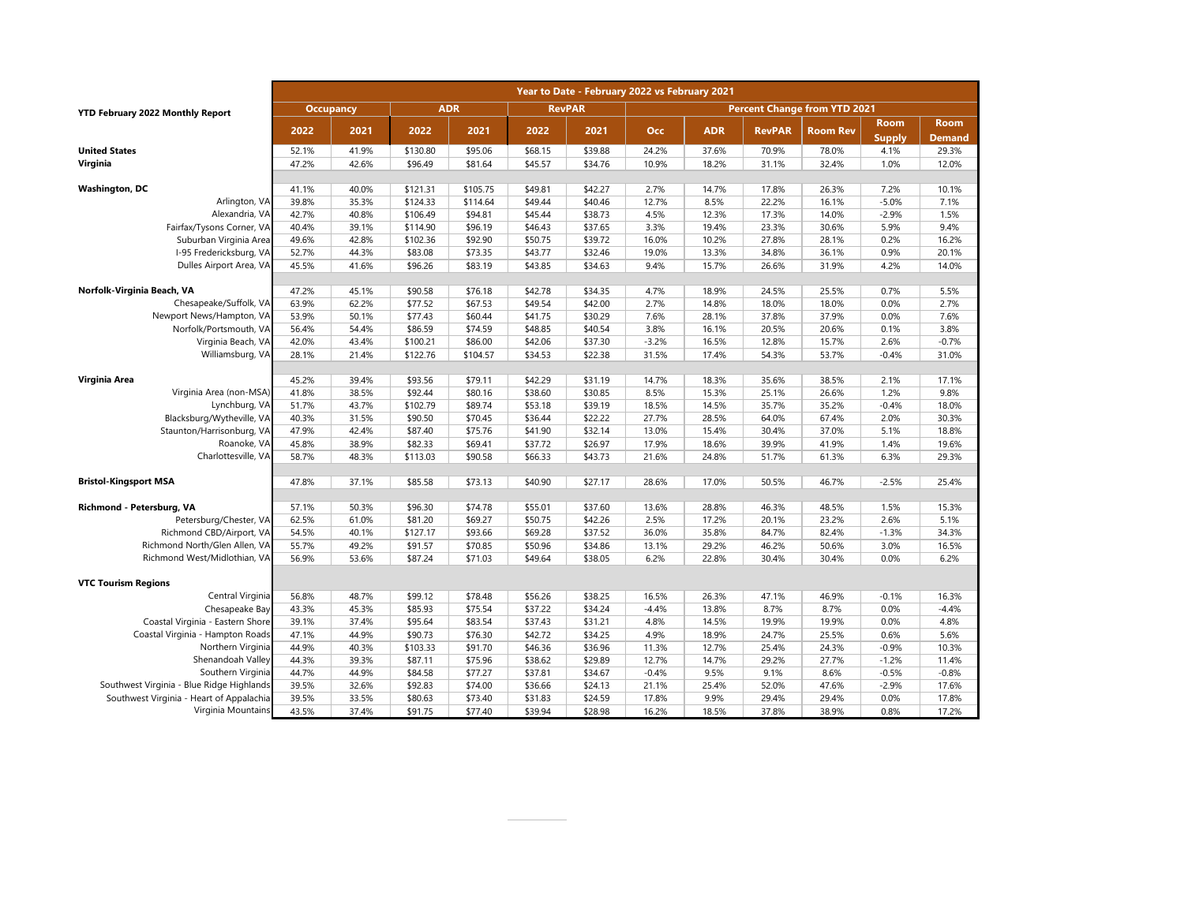| YTD February 2022 Monthly Report | Year to Date - February 2022 vs February 2021 | | | | | | | | | | | |
|---|---|---|---|---|---|---|---|---|---|---|---|---|
| | Occupancy | | ADR | | RevPAR | | Percent Change from YTD 2021 | | | | | |
| | 2022 | 2021 | 2022 | 2021 | 2022 | 2021 | Occ | ADR | RevPAR | Room Rev | Room Supply | Room Demand |
| **United States** | 52.1% | 41.9% | $130.80 | $95.06 | $68.15 | $39.88 | 24.2% | 37.6% | 70.9% | 78.0% | 4.1% | 29.3% |
| **Virginia** | 47.2% | 42.6% | $96.49 | $81.64 | $45.57 | $34.76 | 10.9% | 18.2% | 31.1% | 32.4% | 1.0% | 12.0% |
| | | | | | | | | | | | | |
| **Washington, DC** | 41.1% | 40.0% | $121.31 | $105.75 | $49.81 | $42.27 | 2.7% | 14.7% | 17.8% | 26.3% | 7.2% | 10.1% |
| Arlington, VA | 39.8% | 35.3% | $124.33 | $114.64 | $49.44 | $40.46 | 12.7% | 8.5% | 22.2% | 16.1% | -5.0% | 7.1% |
| Alexandria, VA | 42.7% | 40.8% | $106.49 | $94.81 | $45.44 | $38.73 | 4.5% | 12.3% | 17.3% | 14.0% | -2.9% | 1.5% |
| Fairfax/Tysons Corner, VA | 40.4% | 39.1% | $114.90 | $96.19 | $46.43 | $37.65 | 3.3% | 19.4% | 23.3% | 30.6% | 5.9% | 9.4% |
| Suburban Virginia Area | 49.6% | 42.8% | $102.36 | $92.90 | $50.75 | $39.72 | 16.0% | 10.2% | 27.8% | 28.1% | 0.2% | 16.2% |
| I-95 Fredericksburg, VA | 52.7% | 44.3% | $83.08 | $73.35 | $43.77 | $32.46 | 19.0% | 13.3% | 34.8% | 36.1% | 0.9% | 20.1% |
| Dulles Airport Area, VA | 45.5% | 41.6% | $96.26 | $83.19 | $43.85 | $34.63 | 9.4% | 15.7% | 26.6% | 31.9% | 4.2% | 14.0% |
| | | | | | | | | | | | | |
| **Norfolk-Virginia Beach, VA** | 47.2% | 45.1% | $90.58 | $76.18 | $42.78 | $34.35 | 4.7% | 18.9% | 24.5% | 25.5% | 0.7% | 5.5% |
| Chesapeake/Suffolk, VA | 63.9% | 62.2% | $77.52 | $67.53 | $49.54 | $42.00 | 2.7% | 14.8% | 18.0% | 18.0% | 0.0% | 2.7% |
| Newport News/Hampton, VA | 53.9% | 50.1% | $77.43 | $60.44 | $41.75 | $30.29 | 7.6% | 28.1% | 37.8% | 37.9% | 0.0% | 7.6% |
| Norfolk/Portsmouth, VA | 56.4% | 54.4% | $86.59 | $74.59 | $48.85 | $40.54 | 3.8% | 16.1% | 20.5% | 20.6% | 0.1% | 3.8% |
| Virginia Beach, VA | 42.0% | 43.4% | $100.21 | $86.00 | $42.06 | $37.30 | -3.2% | 16.5% | 12.8% | 15.7% | 2.6% | -0.7% |
| Williamsburg, VA | 28.1% | 21.4% | $122.76 | $104.57 | $34.53 | $22.38 | 31.5% | 17.4% | 54.3% | 53.7% | -0.4% | 31.0% |
| | | | | | | | | | | | | |
| **Virginia Area** | 45.2% | 39.4% | $93.56 | $79.11 | $42.29 | $31.19 | 14.7% | 18.3% | 35.6% | 38.5% | 2.1% | 17.1% |
| Virginia Area (non-MSA) | 41.8% | 38.5% | $92.44 | $80.16 | $38.60 | $30.85 | 8.5% | 15.3% | 25.1% | 26.6% | 1.2% | 9.8% |
| Lynchburg, VA | 51.7% | 43.7% | $102.79 | $89.74 | $53.18 | $39.19 | 18.5% | 14.5% | 35.7% | 35.2% | -0.4% | 18.0% |
| Blacksburg/Wytheville, VA | 40.3% | 31.5% | $90.50 | $70.45 | $36.44 | $22.22 | 27.7% | 28.5% | 64.0% | 67.4% | 2.0% | 30.3% |
| Staunton/Harrisonburg, VA | 47.9% | 42.4% | $87.40 | $75.76 | $41.90 | $32.14 | 13.0% | 15.4% | 30.4% | 37.0% | 5.1% | 18.8% |
| Roanoke, VA | 45.8% | 38.9% | $82.33 | $69.41 | $37.72 | $26.97 | 17.9% | 18.6% | 39.9% | 41.9% | 1.4% | 19.6% |
| Charlottesville, VA | 58.7% | 48.3% | $113.03 | $90.58 | $66.33 | $43.73 | 21.6% | 24.8% | 51.7% | 61.3% | 6.3% | 29.3% |
| | | | | | | | | | | | | |
| **Bristol-Kingsport MSA** | 47.8% | 37.1% | $85.58 | $73.13 | $40.90 | $27.17 | 28.6% | 17.0% | 50.5% | 46.7% | -2.5% | 25.4% |
| | | | | | | | | | | | | |
| **Richmond - Petersburg, VA** | 57.1% | 50.3% | $96.30 | $74.78 | $55.01 | $37.60 | 13.6% | 28.8% | 46.3% | 48.5% | 1.5% | 15.3% |
| Petersburg/Chester, VA | 62.5% | 61.0% | $81.20 | $69.27 | $50.75 | $42.26 | 2.5% | 17.2% | 20.1% | 23.2% | 2.6% | 5.1% |
| Richmond CBD/Airport, VA | 54.5% | 40.1% | $127.17 | $93.66 | $69.28 | $37.52 | 36.0% | 35.8% | 84.7% | 82.4% | -1.3% | 34.3% |
| Richmond North/Glen Allen, VA | 55.7% | 49.2% | $91.57 | $70.85 | $50.96 | $34.86 | 13.1% | 29.2% | 46.2% | 50.6% | 3.0% | 16.5% |
| Richmond West/Midlothian, VA | 56.9% | 53.6% | $87.24 | $71.03 | $49.64 | $38.05 | 6.2% | 22.8% | 30.4% | 30.4% | 0.0% | 6.2% |
| | | | | | | | | | | | | |
| **VTC Tourism Regions** | | | | | | | | | | | | |
| Central Virginia | 56.8% | 48.7% | $99.12 | $78.48 | $56.26 | $38.25 | 16.5% | 26.3% | 47.1% | 46.9% | -0.1% | 16.3% |
| Chesapeake Bay | 43.3% | 45.3% | $85.93 | $75.54 | $37.22 | $34.24 | -4.4% | 13.8% | 8.7% | 8.7% | 0.0% | -4.4% |
| Coastal Virginia - Eastern Shore | 39.1% | 37.4% | $95.64 | $83.54 | $37.43 | $31.21 | 4.8% | 14.5% | 19.9% | 19.9% | 0.0% | 4.8% |
| Coastal Virginia - Hampton Roads | 47.1% | 44.9% | $90.73 | $76.30 | $42.72 | $34.25 | 4.9% | 18.9% | 24.7% | 25.5% | 0.6% | 5.6% |
| Northern Virginia | 44.9% | 40.3% | $103.33 | $91.70 | $46.36 | $36.96 | 11.3% | 12.7% | 25.4% | 24.3% | -0.9% | 10.3% |
| Shenandoah Valley | 44.3% | 39.3% | $87.11 | $75.96 | $38.62 | $29.89 | 12.7% | 14.7% | 29.2% | 27.7% | -1.2% | 11.4% |
| Southern Virginia | 44.7% | 44.9% | $84.58 | $77.27 | $37.81 | $34.67 | -0.4% | 9.5% | 9.1% | 8.6% | -0.5% | -0.8% |
| Southwest Virginia - Blue Ridge Highlands | 39.5% | 32.6% | $92.83 | $74.00 | $36.66 | $24.13 | 21.1% | 25.4% | 52.0% | 47.6% | -2.9% | 17.6% |
| Southwest Virginia - Heart of Appalachia | 39.5% | 33.5% | $80.63 | $73.40 | $31.83 | $24.59 | 17.8% | 9.9% | 29.4% | 29.4% | 0.0% | 17.8% |
| Virginia Mountains | 43.5% | 37.4% | $91.75 | $77.40 | $39.94 | $28.98 | 16.2% | 18.5% | 37.8% | 38.9% | 0.8% | 17.2% |